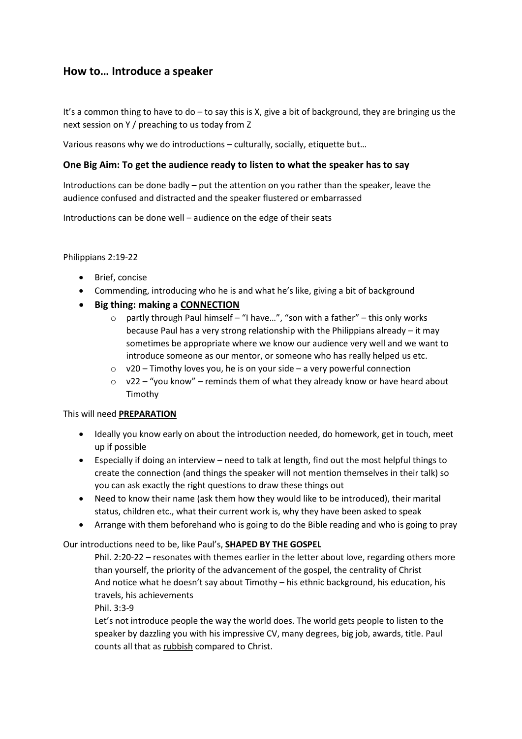## How to… Introduce a speaker

It's a common thing to have to do – to say this is X, give a bit of background, they are bringing us the next session on Y / preaching to us today from Z

Various reasons why we do introductions – culturally, socially, etiquette but…

### One Big Aim: To get the audience ready to listen to what the speaker has to say

Introductions can be done badly – put the attention on you rather than the speaker, leave the audience confused and distracted and the speaker flustered or embarrassed

Introductions can be done well – audience on the edge of their seats

Philippians 2:19-22

- Brief, concise
- Commending, introducing who he is and what he's like, giving a bit of background
- **Big thing: making a <u>CONNECTION</u>**
  - partly through Paul himself – "I have…", "son with a father" – this only works because Paul has a very strong relationship with the Philippians already – it may sometimes be appropriate where we know our audience very well and we want to introduce someone as our mentor, or someone who has really helped us etc.
  - v20 – Timothy loves you, he is on your side – a very powerful connection
  - v22 – "you know" – reminds them of what they already know or have heard about Timothy

This will need **<u>PREPARATION</u>**

- Ideally you know early on about the introduction needed, do homework, get in touch, meet up if possible
- Especially if doing an interview – need to talk at length, find out the most helpful things to create the connection (and things the speaker will not mention themselves in their talk) so you can ask exactly the right questions to draw these things out
- Need to know their name (ask them how they would like to be introduced), their marital status, children etc., what their current work is, why they have been asked to speak
- Arrange with them beforehand who is going to do the Bible reading and who is going to pray

Our introductions need to be, like Paul's, **<u>SHAPED BY THE GOSPEL</u>**

Phil. 2:20-22 – resonates with themes earlier in the letter about love, regarding others more than yourself, the priority of the advancement of the gospel, the centrality of Christ
And notice what he doesn't say about Timothy – his ethnic background, his education, his travels, his achievements

Phil. 3:3-9

Let's not introduce people the way the world does. The world gets people to listen to the speaker by dazzling you with his impressive CV, many degrees, big job, awards, title. Paul counts all that as <u>rubbish</u> compared to Christ.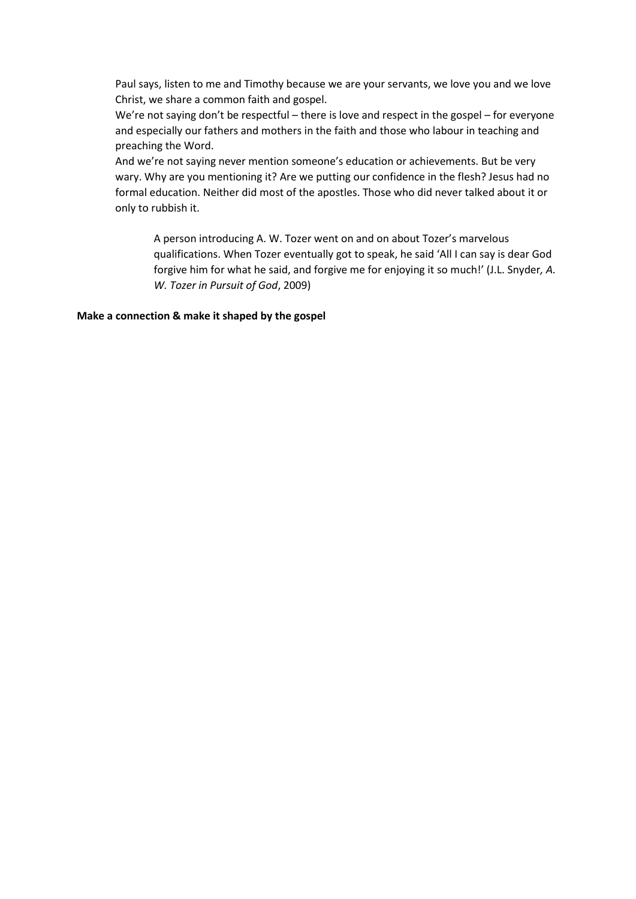Paul says, listen to me and Timothy because we are your servants, we love you and we love Christ, we share a common faith and gospel.
We're not saying don't be respectful – there is love and respect in the gospel – for everyone and especially our fathers and mothers in the faith and those who labour in teaching and preaching the Word.
And we're not saying never mention someone's education or achievements. But be very wary. Why are you mentioning it? Are we putting our confidence in the flesh? Jesus had no formal education. Neither did most of the apostles. Those who did never talked about it or only to rubbish it.

> A person introducing A. W. Tozer went on and on about Tozer's marvelous qualifications. When Tozer eventually got to speak, he said 'All I can say is dear God forgive him for what he said, and forgive me for enjoying it so much!' (J.L. Snyder*, A. W. Tozer in Pursuit of God*, 2009)

**Make a connection & make it shaped by the gospel**